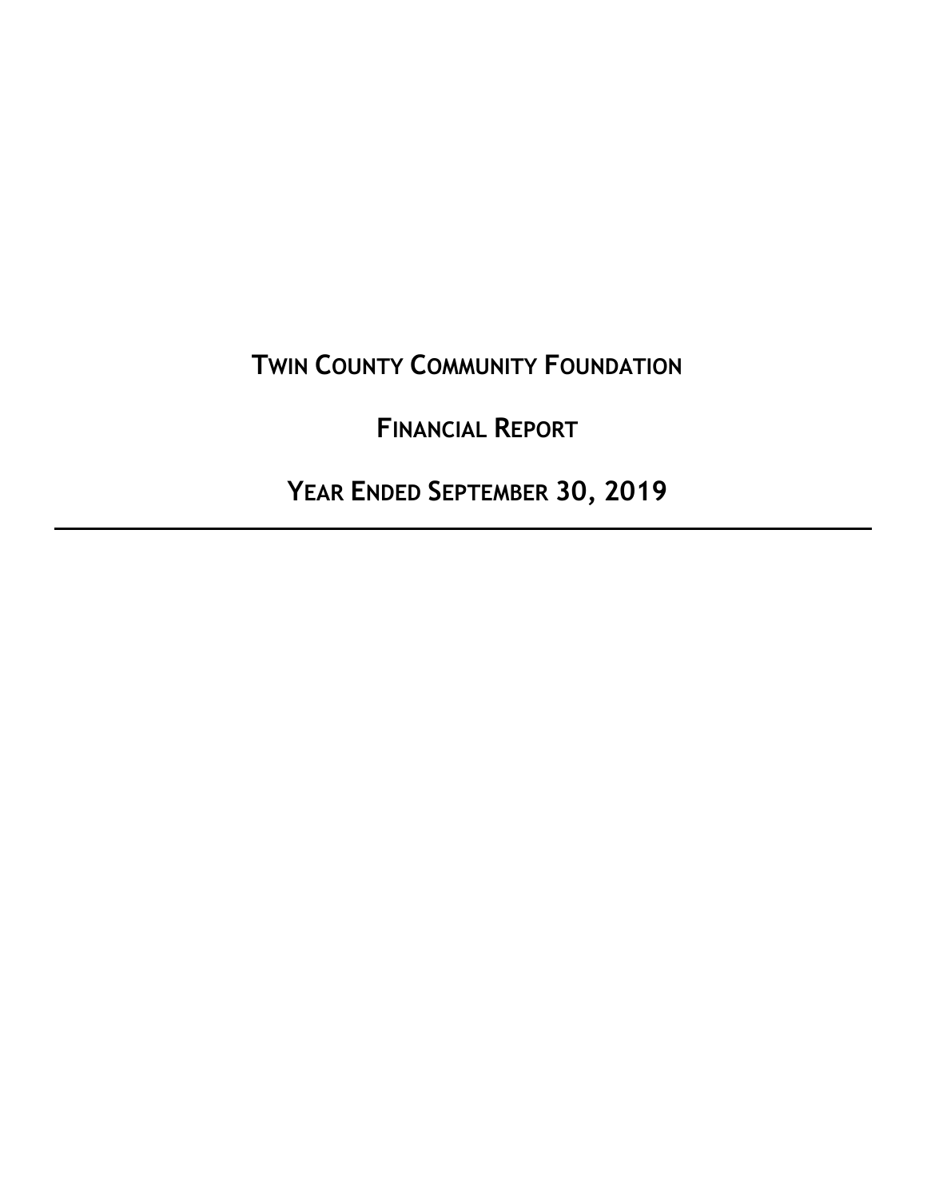# Twin County Community Foundation

## Financial Report

## Year Ended September 30, 2019

---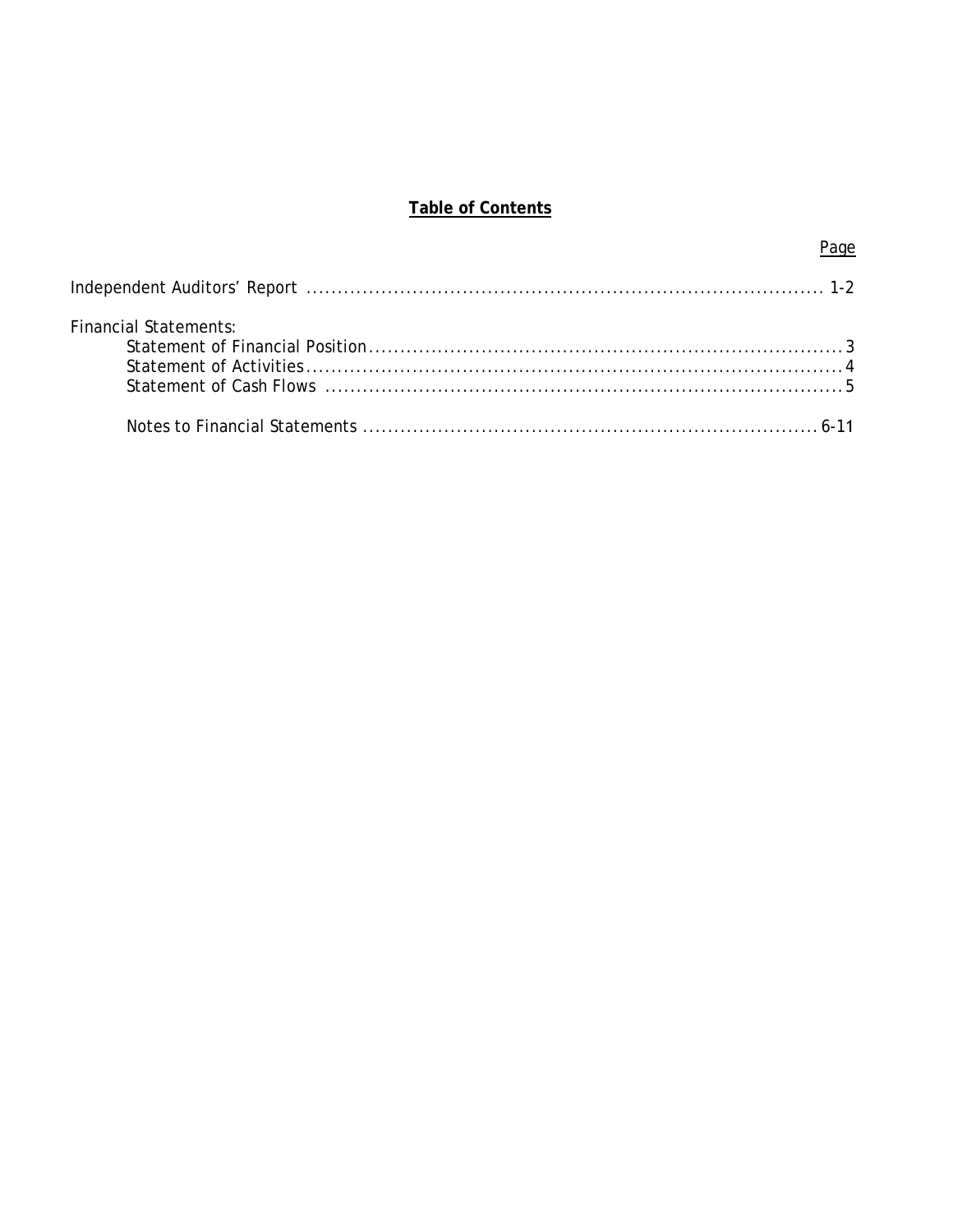# Table of Contents

| | Page |
|---|---|
| Independent Auditors' Report | 1-2 |
| Financial Statements: | |
| Statement of Financial Position | 3 |
| Statement of Activities | 4 |
| Statement of Cash Flows | 5 |
| Notes to Financial Statements | 6-11 |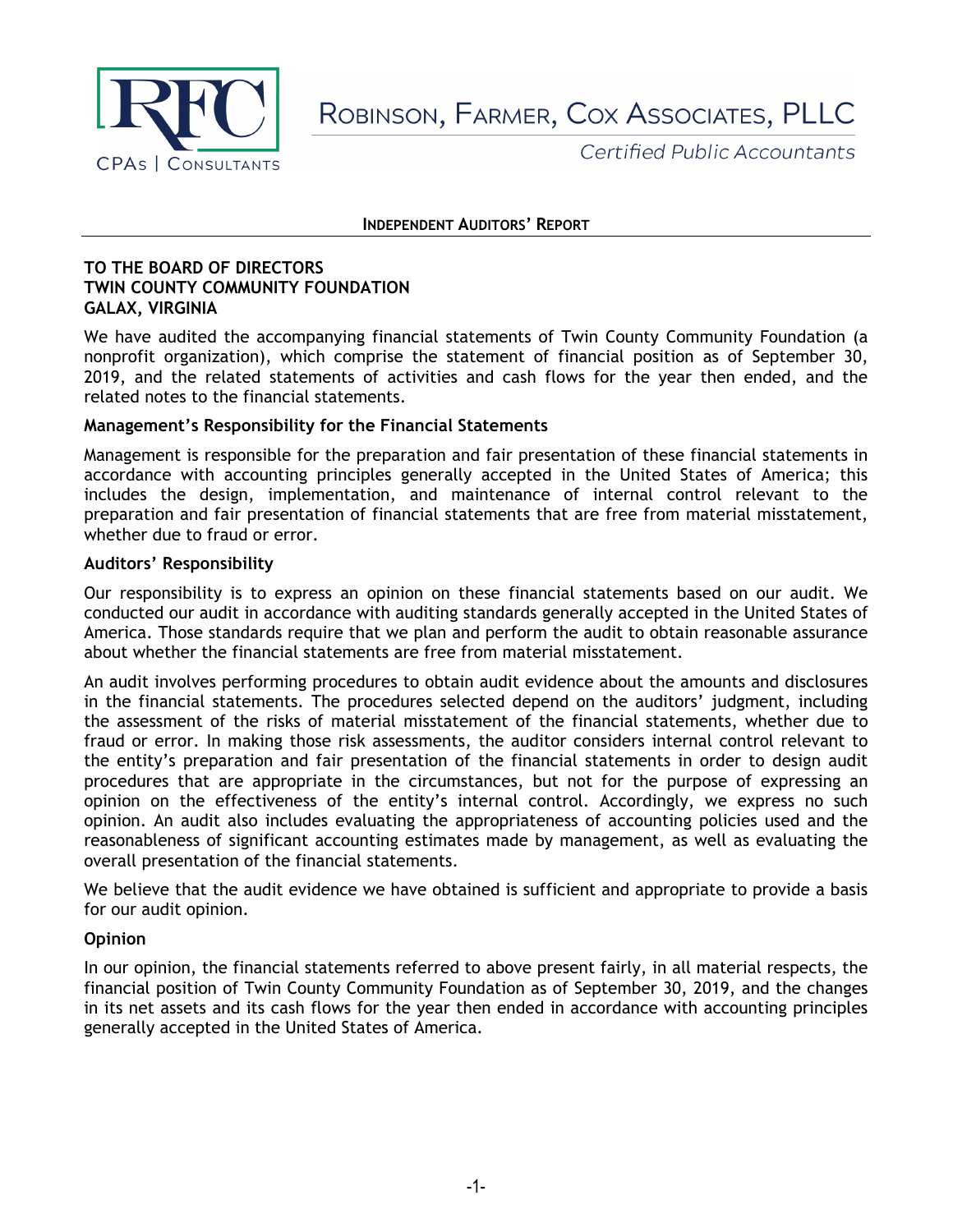ROBINSON, FARMER, COX ASSOCIATES, PLLC

*Certified Public Accountants*

## INDEPENDENT AUDITORS' REPORT

**TO THE BOARD OF DIRECTORS**
**TWIN COUNTY COMMUNITY FOUNDATION**
**GALAX, VIRGINIA**

We have audited the accompanying financial statements of Twin County Community Foundation (a nonprofit organization), which comprise the statement of financial position as of September 30, 2019, and the related statements of activities and cash flows for the year then ended, and the related notes to the financial statements.

### Management's Responsibility for the Financial Statements

Management is responsible for the preparation and fair presentation of these financial statements in accordance with accounting principles generally accepted in the United States of America; this includes the design, implementation, and maintenance of internal control relevant to the preparation and fair presentation of financial statements that are free from material misstatement, whether due to fraud or error.

### Auditors' Responsibility

Our responsibility is to express an opinion on these financial statements based on our audit. We conducted our audit in accordance with auditing standards generally accepted in the United States of America. Those standards require that we plan and perform the audit to obtain reasonable assurance about whether the financial statements are free from material misstatement.

An audit involves performing procedures to obtain audit evidence about the amounts and disclosures in the financial statements. The procedures selected depend on the auditors' judgment, including the assessment of the risks of material misstatement of the financial statements, whether due to fraud or error. In making those risk assessments, the auditor considers internal control relevant to the entity's preparation and fair presentation of the financial statements in order to design audit procedures that are appropriate in the circumstances, but not for the purpose of expressing an opinion on the effectiveness of the entity's internal control. Accordingly, we express no such opinion. An audit also includes evaluating the appropriateness of accounting policies used and the reasonableness of significant accounting estimates made by management, as well as evaluating the overall presentation of the financial statements.

We believe that the audit evidence we have obtained is sufficient and appropriate to provide a basis for our audit opinion.

### Opinion

In our opinion, the financial statements referred to above present fairly, in all material respects, the financial position of Twin County Community Foundation as of September 30, 2019, and the changes in its net assets and its cash flows for the year then ended in accordance with accounting principles generally accepted in the United States of America.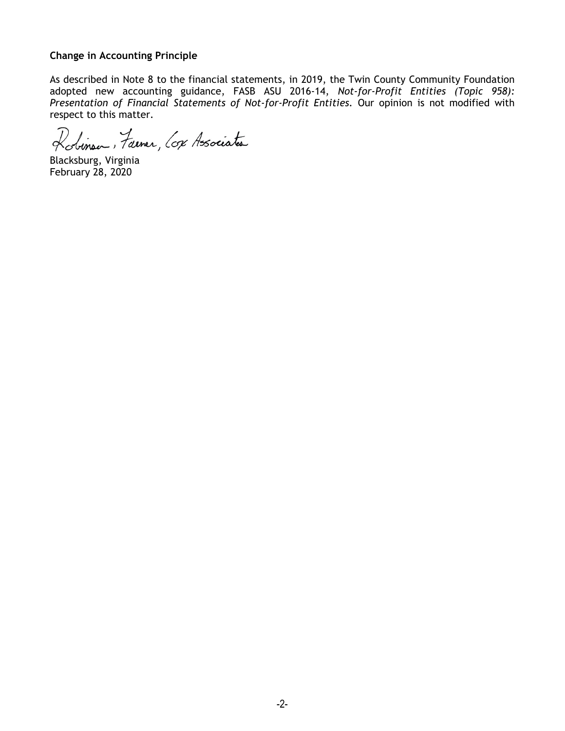**Change in Accounting Principle**

As described in Note 8 to the financial statements, in 2019, the Twin County Community Foundation adopted new accounting guidance, FASB ASU 2016-14, *Not-for-Profit Entities (Topic 958): Presentation of Financial Statements of Not-for-Profit Entities*. Our opinion is not modified with respect to this matter.

Robinson, Farmer, Cox Associates

Blacksburg, Virginia
February 28, 2020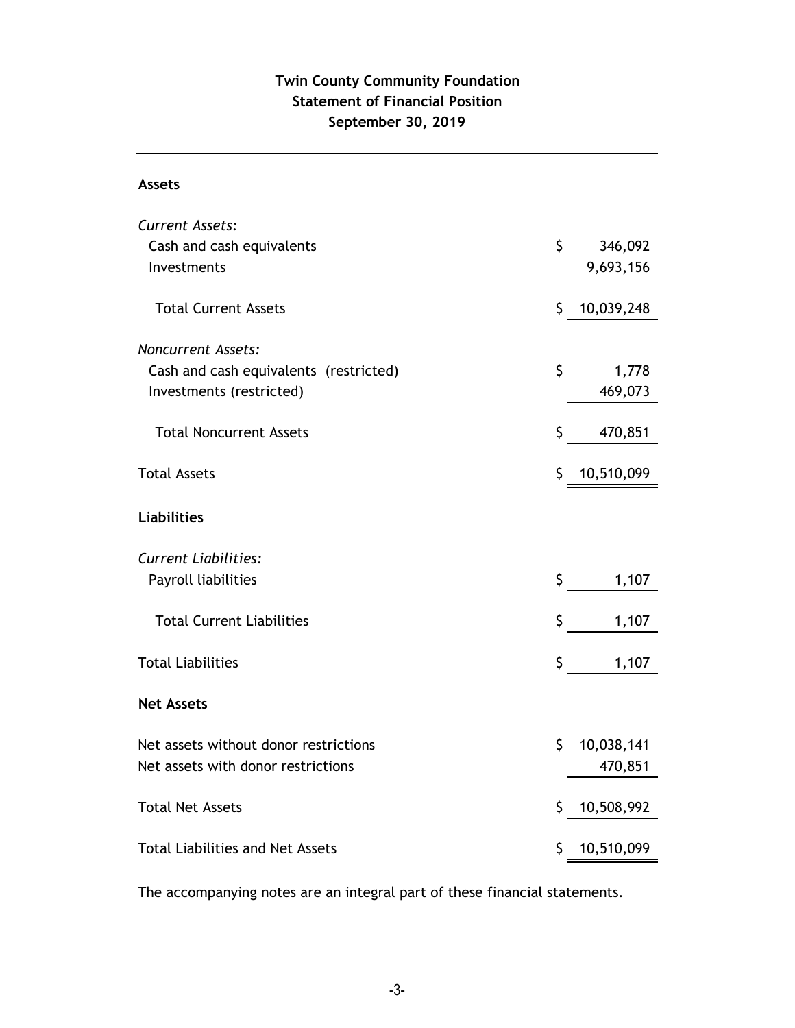# Twin County Community Foundation
## Statement of Financial Position
## September 30, 2019

| | |
|---|---|
| **Assets** | |
| *Current Assets:* | |
| Cash and cash equivalents | $ 346,092 |
| Investments | 9,693,156 |
| Total Current Assets | $ 10,039,248 |
| *Noncurrent Assets:* | |
| Cash and cash equivalents (restricted) | $ 1,778 |
| Investments (restricted) | 469,073 |
| Total Noncurrent Assets | $ 470,851 |
| Total Assets | $ 10,510,099 |
| **Liabilities** | |
| *Current Liabilities:* | |
| Payroll liabilities | $ 1,107 |
| Total Current Liabilities | $ 1,107 |
| Total Liabilities | $ 1,107 |
| **Net Assets** | |
| Net assets without donor restrictions | $ 10,038,141 |
| Net assets with donor restrictions | 470,851 |
| Total Net Assets | $ 10,508,992 |
| Total Liabilities and Net Assets | $ 10,510,099 |

The accompanying notes are an integral part of these financial statements.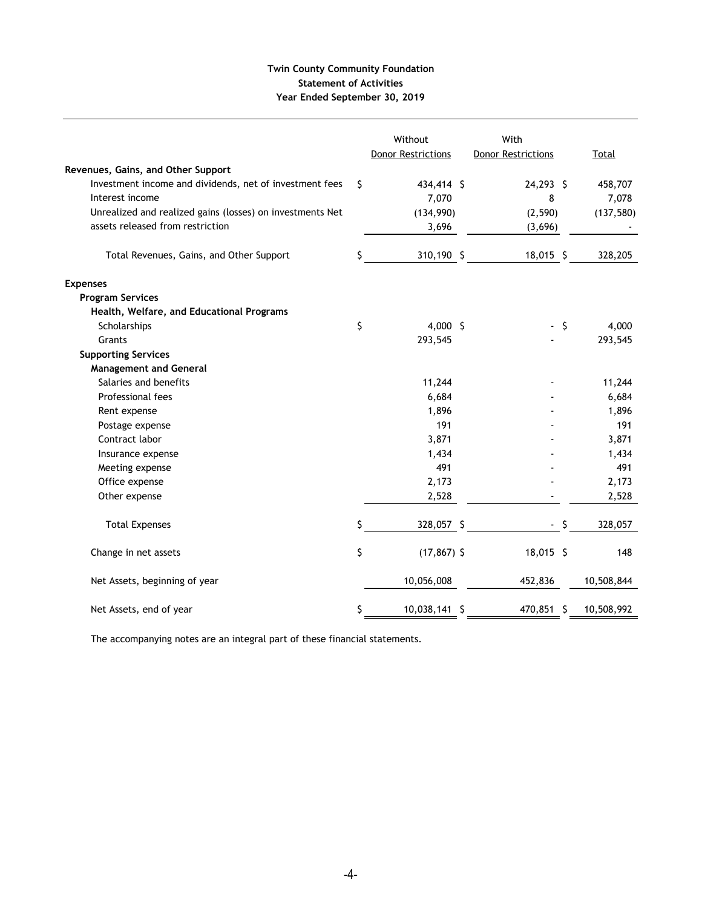**Twin County Community Foundation**
**Statement of Activities**
**Year Ended September 30, 2019**

| | Without Donor Restrictions | With Donor Restrictions | Total |
|---|---|---|---|
| **Revenues, Gains, and Other Support** | | | |
| Investment income and dividends, net of investment fees | $ 434,414 | $ 24,293 | $ 458,707 |
| Interest income | 7,070 | 8 | 7,078 |
| Unrealized and realized gains (losses) on investments | (134,990) | (2,590) | (137,580) |
| Net assets released from restriction | 3,696 | (3,696) | - |
| Total Revenues, Gains, and Other Support | $ 310,190 | $ 18,015 | $ 328,205 |
| **Expenses** | | | |
| **Program Services** | | | |
| **Health, Welfare, and Educational Programs** | | | |
| Scholarships | $ 4,000 | $ - | $ 4,000 |
| Grants | 293,545 | - | 293,545 |
| **Supporting Services** | | | |
| **Management and General** | | | |
| Salaries and benefits | 11,244 | - | 11,244 |
| Professional fees | 6,684 | - | 6,684 |
| Rent expense | 1,896 | - | 1,896 |
| Postage expense | 191 | - | 191 |
| Contract labor | 3,871 | - | 3,871 |
| Insurance expense | 1,434 | - | 1,434 |
| Meeting expense | 491 | - | 491 |
| Office expense | 2,173 | - | 2,173 |
| Other expense | 2,528 | - | 2,528 |
| Total Expenses | $ 328,057 | $ - | $ 328,057 |
| Change in net assets | $ (17,867) | $ 18,015 | $ 148 |
| Net Assets, beginning of year | 10,056,008 | 452,836 | 10,508,844 |
| Net Assets, end of year | $ 10,038,141 | $ 470,851 | $ 10,508,992 |

The accompanying notes are an integral part of these financial statements.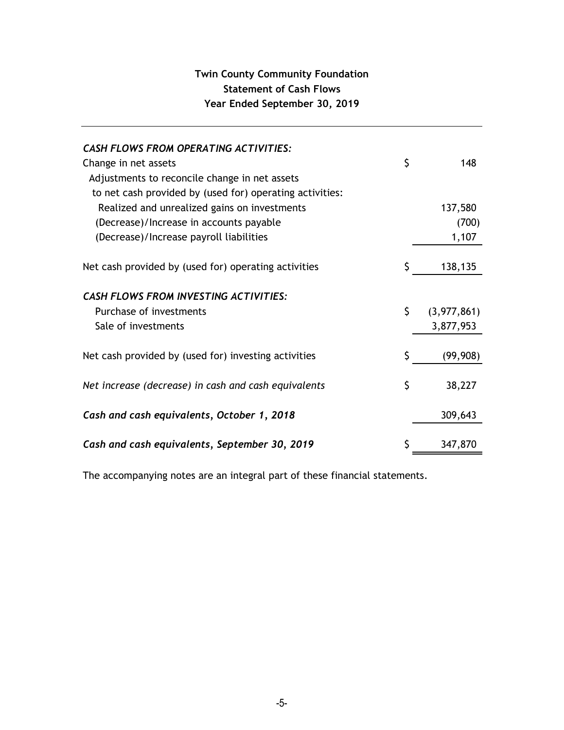# Twin County Community Foundation

## Statement of Cash Flows

### Year Ended September 30, 2019

| | | |
|---|---|---|
| ***CASH FLOWS FROM OPERATING ACTIVITIES:*** | | |
| Change in net assets | $ | 148 |
| Adjustments to reconcile change in net assets to net cash provided by (used for) operating activities: | | |
| Realized and unrealized gains on investments | | 137,580 |
| (Decrease)/Increase in accounts payable | | (700) |
| (Decrease)/Increase payroll liabilities | | 1,107 |
| Net cash provided by (used for) operating activities | $ | 138,135 |
| ***CASH FLOWS FROM INVESTING ACTIVITIES:*** | | |
| Purchase of investments | $ | (3,977,861) |
| Sale of investments | | 3,877,953 |
| Net cash provided by (used for) investing activities | $ | (99,908) |
| *Net increase (decrease) in cash and cash equivalents* | $ | 38,227 |
| ***Cash and cash equivalents, October 1, 2018*** | | 309,643 |
| ***Cash and cash equivalents, September 30, 2019*** | $ | 347,870 |

The accompanying notes are an integral part of these financial statements.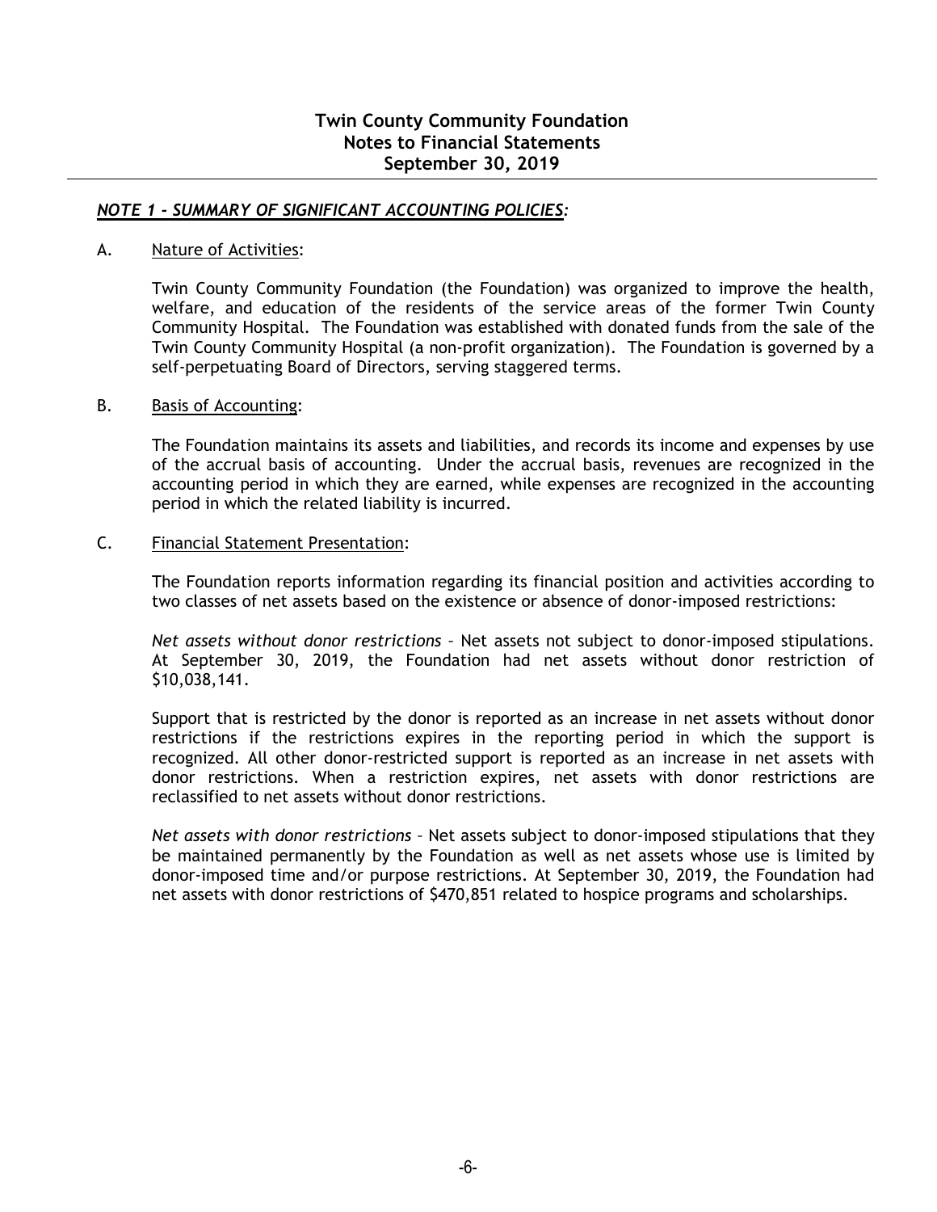# Twin County Community Foundation
## Notes to Financial Statements
## September 30, 2019

### *NOTE 1 – SUMMARY OF SIGNIFICANT ACCOUNTING POLICIES:*

A. Nature of Activities:

Twin County Community Foundation (the Foundation) was organized to improve the health, welfare, and education of the residents of the service areas of the former Twin County Community Hospital. The Foundation was established with donated funds from the sale of the Twin County Community Hospital (a non-profit organization). The Foundation is governed by a self-perpetuating Board of Directors, serving staggered terms.

B. Basis of Accounting:

The Foundation maintains its assets and liabilities, and records its income and expenses by use of the accrual basis of accounting. Under the accrual basis, revenues are recognized in the accounting period in which they are earned, while expenses are recognized in the accounting period in which the related liability is incurred.

C. Financial Statement Presentation:

The Foundation reports information regarding its financial position and activities according to two classes of net assets based on the existence or absence of donor-imposed restrictions:

*Net assets without donor restrictions* – Net assets not subject to donor-imposed stipulations. At September 30, 2019, the Foundation had net assets without donor restriction of $10,038,141.

Support that is restricted by the donor is reported as an increase in net assets without donor restrictions if the restrictions expires in the reporting period in which the support is recognized. All other donor-restricted support is reported as an increase in net assets with donor restrictions. When a restriction expires, net assets with donor restrictions are reclassified to net assets without donor restrictions.

*Net assets with donor restrictions* – Net assets subject to donor-imposed stipulations that they be maintained permanently by the Foundation as well as net assets whose use is limited by donor-imposed time and/or purpose restrictions. At September 30, 2019, the Foundation had net assets with donor restrictions of $470,851 related to hospice programs and scholarships.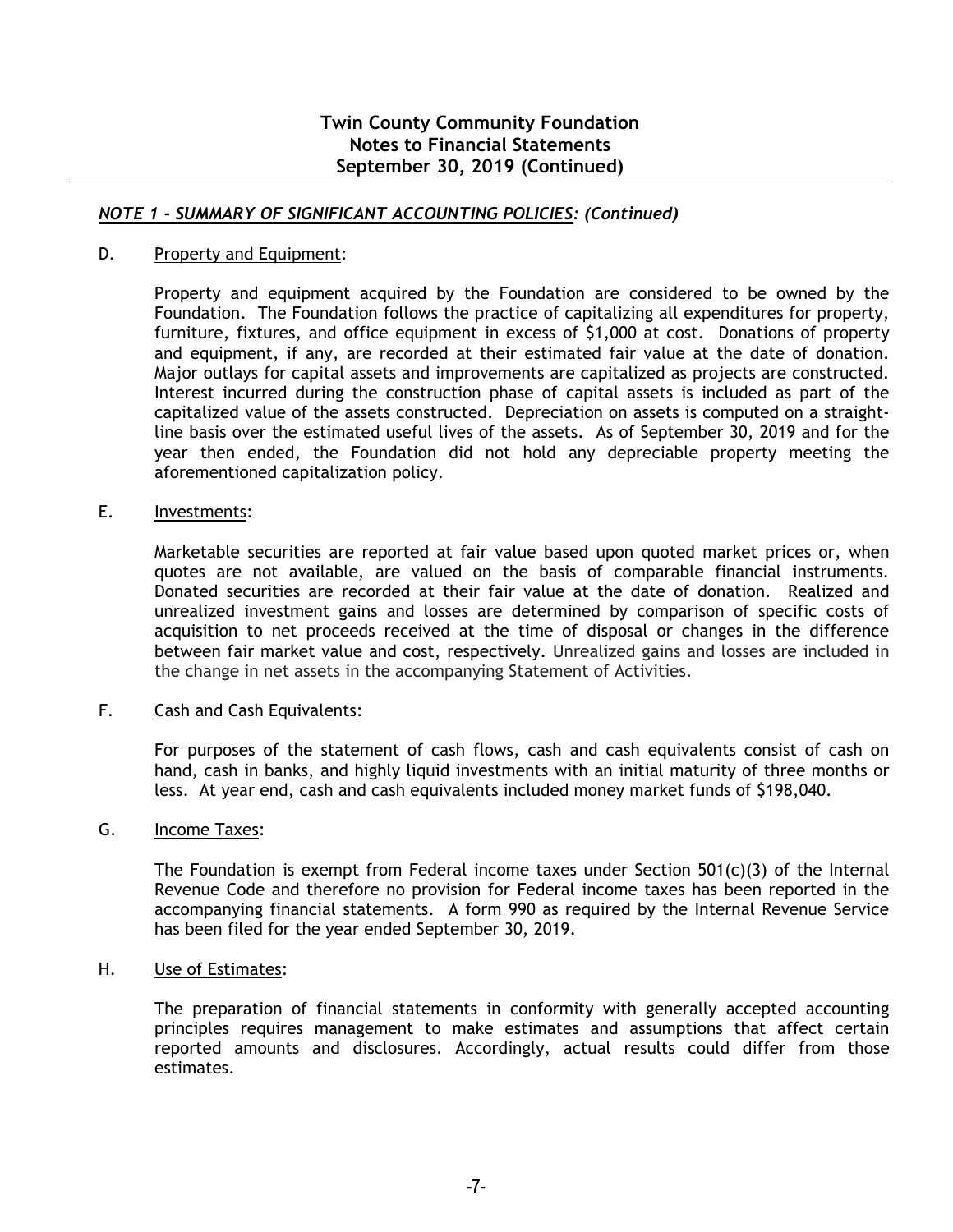## *NOTE 1 – SUMMARY OF SIGNIFICANT ACCOUNTING POLICIES: (Continued)*

D. Property and Equipment:

Property and equipment acquired by the Foundation are considered to be owned by the Foundation. The Foundation follows the practice of capitalizing all expenditures for property, furniture, fixtures, and office equipment in excess of $1,000 at cost. Donations of property and equipment, if any, are recorded at their estimated fair value at the date of donation. Major outlays for capital assets and improvements are capitalized as projects are constructed. Interest incurred during the construction phase of capital assets is included as part of the capitalized value of the assets constructed. Depreciation on assets is computed on a straight-line basis over the estimated useful lives of the assets. As of September 30, 2019 and for the year then ended, the Foundation did not hold any depreciable property meeting the aforementioned capitalization policy.

E. Investments:

Marketable securities are reported at fair value based upon quoted market prices or, when quotes are not available, are valued on the basis of comparable financial instruments. Donated securities are recorded at their fair value at the date of donation. Realized and unrealized investment gains and losses are determined by comparison of specific costs of acquisition to net proceeds received at the time of disposal or changes in the difference between fair market value and cost, respectively. Unrealized gains and losses are included in the change in net assets in the accompanying Statement of Activities.

F. Cash and Cash Equivalents:

For purposes of the statement of cash flows, cash and cash equivalents consist of cash on hand, cash in banks, and highly liquid investments with an initial maturity of three months or less. At year end, cash and cash equivalents included money market funds of $198,040.

G. Income Taxes:

The Foundation is exempt from Federal income taxes under Section 501(c)(3) of the Internal Revenue Code and therefore no provision for Federal income taxes has been reported in the accompanying financial statements. A form 990 as required by the Internal Revenue Service has been filed for the year ended September 30, 2019.

H. Use of Estimates:

The preparation of financial statements in conformity with generally accepted accounting principles requires management to make estimates and assumptions that affect certain reported amounts and disclosures. Accordingly, actual results could differ from those estimates.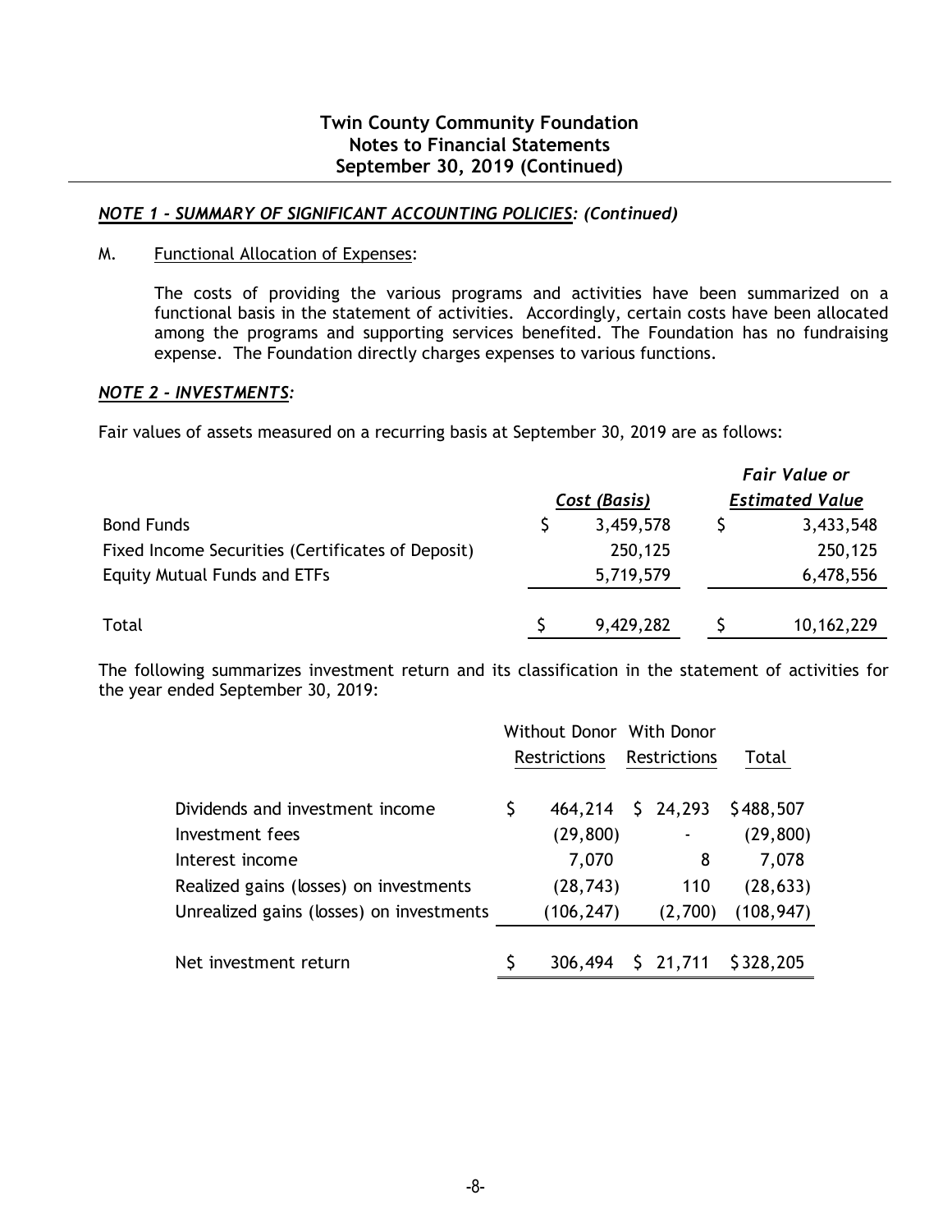# Twin County Community Foundation
## Notes to Financial Statements
## September 30, 2019 (Continued)

### *NOTE 1 - SUMMARY OF SIGNIFICANT ACCOUNTING POLICIES: (Continued)*

M. Functional Allocation of Expenses:

The costs of providing the various programs and activities have been summarized on a functional basis in the statement of activities. Accordingly, certain costs have been allocated among the programs and supporting services benefited. The Foundation has no fundraising expense. The Foundation directly charges expenses to various functions.

### *NOTE 2 - INVESTMENTS:*

Fair values of assets measured on a recurring basis at September 30, 2019 are as follows:

| | *Cost (Basis)* | *Fair Value or Estimated Value* |
|---|---|---|
| Bond Funds | $ 3,459,578 | $ 3,433,548 |
| Fixed Income Securities (Certificates of Deposit) | 250,125 | 250,125 |
| Equity Mutual Funds and ETFs | 5,719,579 | 6,478,556 |
| Total | $ 9,429,282 | $ 10,162,229 |

The following summarizes investment return and its classification in the statement of activities for the year ended September 30, 2019:

| | Without Donor Restrictions | With Donor Restrictions | Total |
|---|---|---|---|
| Dividends and investment income | $ 464,214 | $ 24,293 | $ 488,507 |
| Investment fees | (29,800) | - | (29,800) |
| Interest income | 7,070 | 8 | 7,078 |
| Realized gains (losses) on investments | (28,743) | 110 | (28,633) |
| Unrealized gains (losses) on investments | (106,247) | (2,700) | (108,947) |
| Net investment return | $ 306,494 | $ 21,711 | $ 328,205 |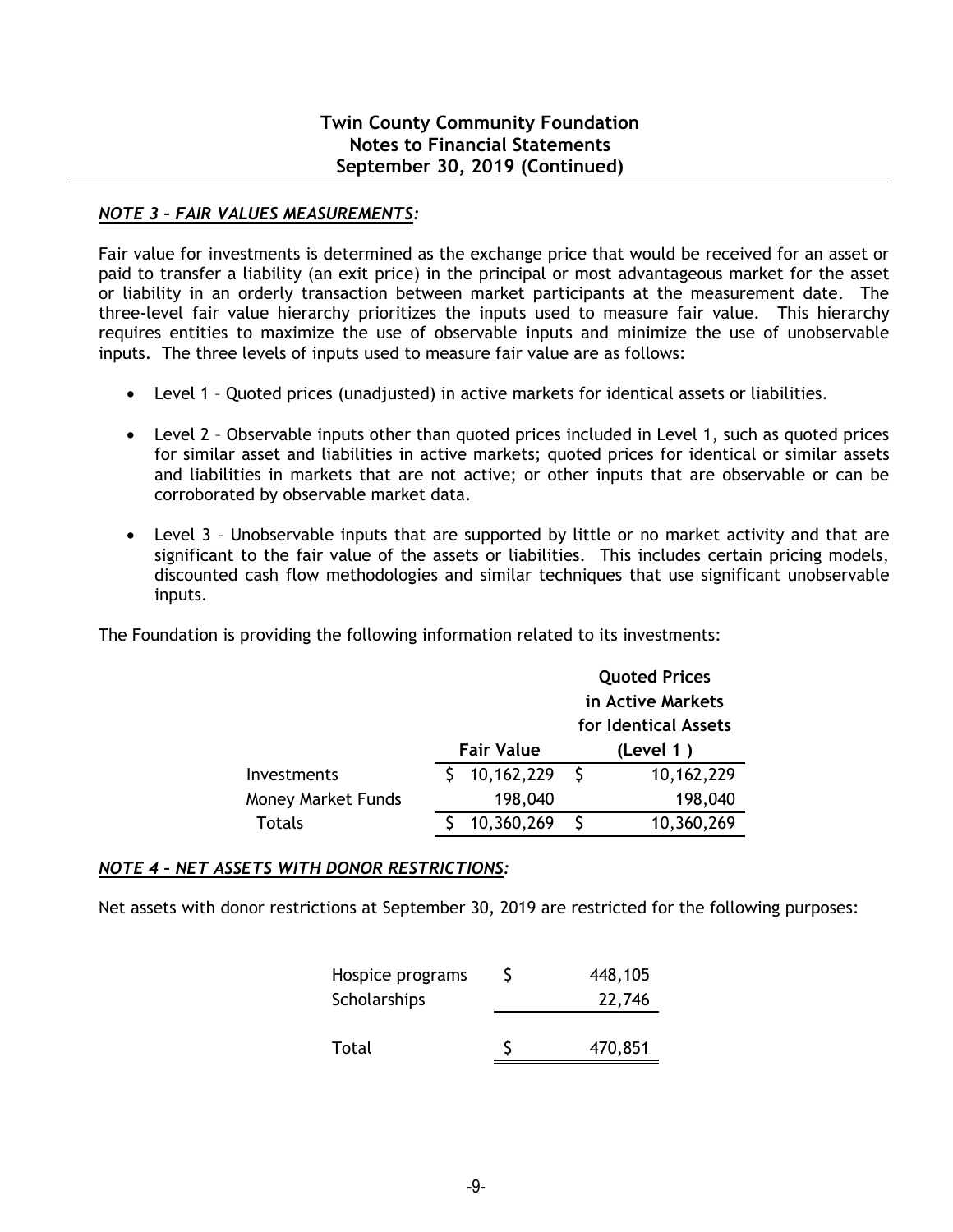## *NOTE 3 – FAIR VALUES MEASUREMENTS:*

Fair value for investments is determined as the exchange price that would be received for an asset or paid to transfer a liability (an exit price) in the principal or most advantageous market for the asset or liability in an orderly transaction between market participants at the measurement date. The three-level fair value hierarchy prioritizes the inputs used to measure fair value. This hierarchy requires entities to maximize the use of observable inputs and minimize the use of unobservable inputs. The three levels of inputs used to measure fair value are as follows:

- Level 1 – Quoted prices (unadjusted) in active markets for identical assets or liabilities.
- Level 2 – Observable inputs other than quoted prices included in Level 1, such as quoted prices for similar asset and liabilities in active markets; quoted prices for identical or similar assets and liabilities in markets that are not active; or other inputs that are observable or can be corroborated by observable market data.
- Level 3 – Unobservable inputs that are supported by little or no market activity and that are significant to the fair value of the assets or liabilities. This includes certain pricing models, discounted cash flow methodologies and similar techniques that use significant unobservable inputs.

The Foundation is providing the following information related to its investments:

| | Fair Value | Quoted Prices in Active Markets for Identical Assets (Level 1 ) |
|---|---|---|
| Investments | $ 10,162,229 | $ 10,162,229 |
| Money Market Funds | 198,040 | 198,040 |
| Totals | $ 10,360,269 | $ 10,360,269 |

## *NOTE 4 – NET ASSETS WITH DONOR RESTRICTIONS:*

Net assets with donor restrictions at September 30, 2019 are restricted for the following purposes:

| | |
|---|---|
| Hospice programs | $ 448,105 |
| Scholarships | 22,746 |
| Total | $ 470,851 |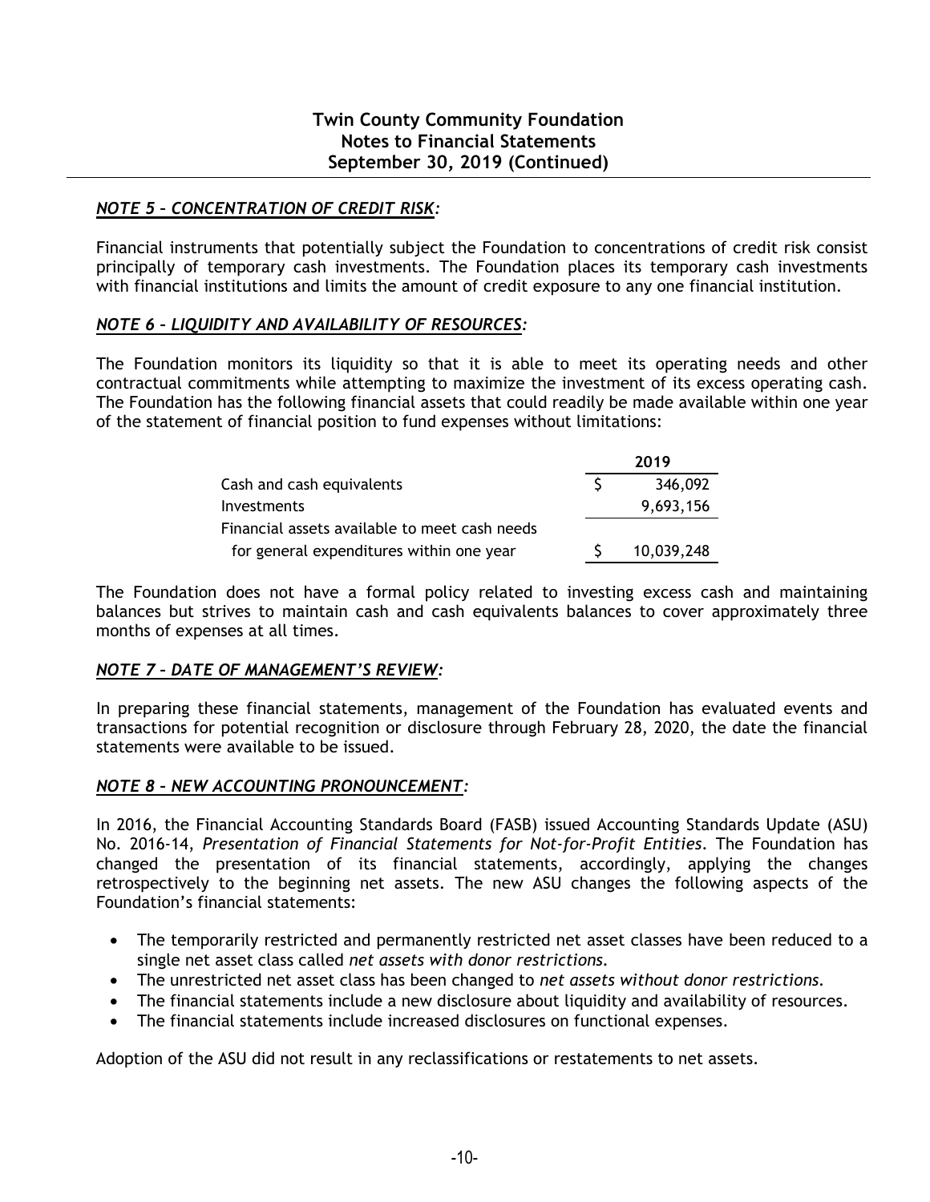## *NOTE 5 – CONCENTRATION OF CREDIT RISK:*

Financial instruments that potentially subject the Foundation to concentrations of credit risk consist principally of temporary cash investments. The Foundation places its temporary cash investments with financial institutions and limits the amount of credit exposure to any one financial institution.

## *NOTE 6 – LIQUIDITY AND AVAILABILITY OF RESOURCES:*

The Foundation monitors its liquidity so that it is able to meet its operating needs and other contractual commitments while attempting to maximize the investment of its excess operating cash. The Foundation has the following financial assets that could readily be made available within one year of the statement of financial position to fund expenses without limitations:

| | 2019 |
|---|---|
| Cash and cash equivalents | $ 346,092 |
| Investments | 9,693,156 |
| Financial assets available to meet cash needs for general expenditures within one year | $ 10,039,248 |

The Foundation does not have a formal policy related to investing excess cash and maintaining balances but strives to maintain cash and cash equivalents balances to cover approximately three months of expenses at all times.

## *NOTE 7 – DATE OF MANAGEMENT'S REVIEW:*

In preparing these financial statements, management of the Foundation has evaluated events and transactions for potential recognition or disclosure through February 28, 2020, the date the financial statements were available to be issued.

## *NOTE 8 – NEW ACCOUNTING PRONOUNCEMENT:*

In 2016, the Financial Accounting Standards Board (FASB) issued Accounting Standards Update (ASU) No. 2016-14, *Presentation of Financial Statements for Not-for-Profit Entities*. The Foundation has changed the presentation of its financial statements, accordingly, applying the changes retrospectively to the beginning net assets. The new ASU changes the following aspects of the Foundation's financial statements:

- The temporarily restricted and permanently restricted net asset classes have been reduced to a single net asset class called *net assets with donor restrictions.*
- The unrestricted net asset class has been changed to *net assets without donor restrictions.*
- The financial statements include a new disclosure about liquidity and availability of resources.
- The financial statements include increased disclosures on functional expenses.

Adoption of the ASU did not result in any reclassifications or restatements to net assets.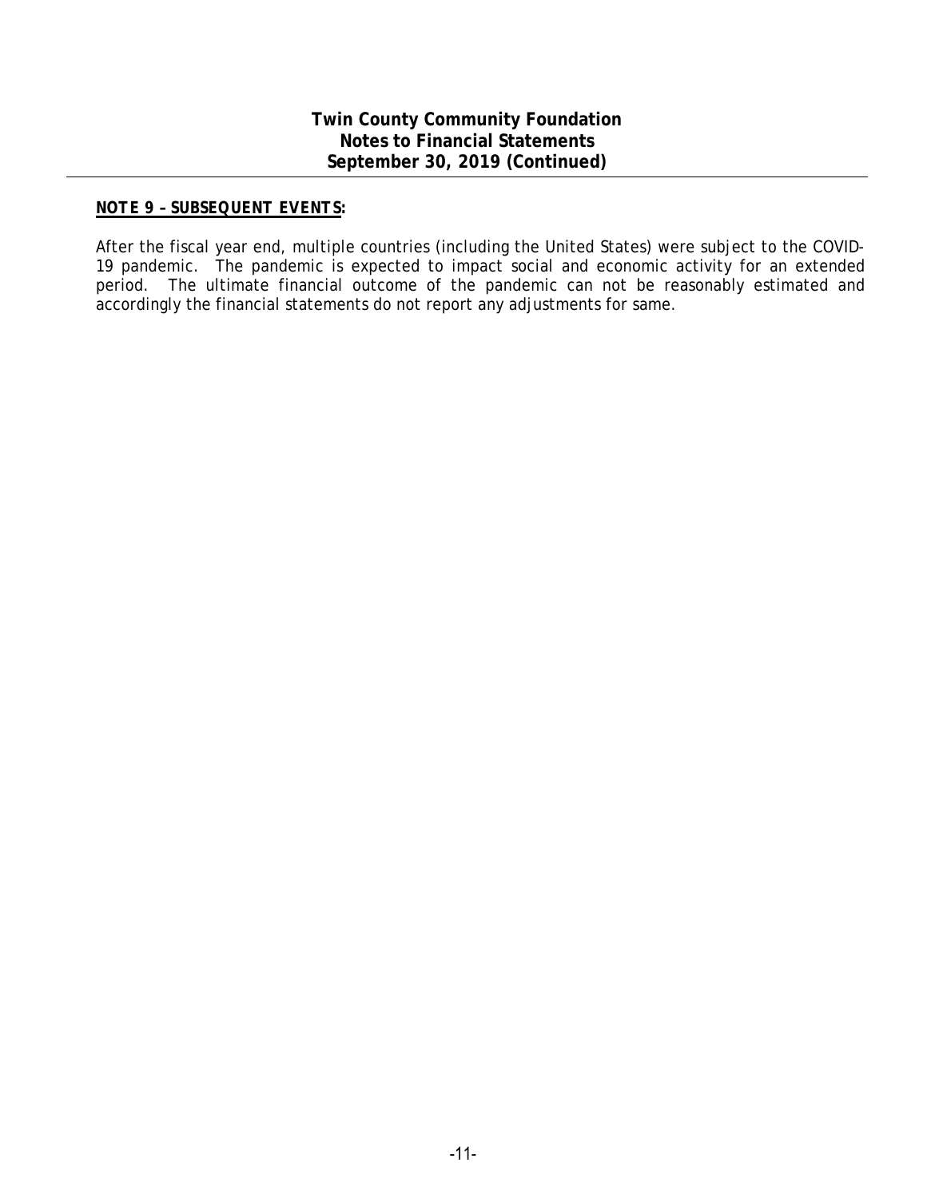## NOTE 9 – SUBSEQUENT EVENTS:

After the fiscal year end, multiple countries (including the United States) were subject to the COVID-19 pandemic. The pandemic is expected to impact social and economic activity for an extended period. The ultimate financial outcome of the pandemic can not be reasonably estimated and accordingly the financial statements do not report any adjustments for same.